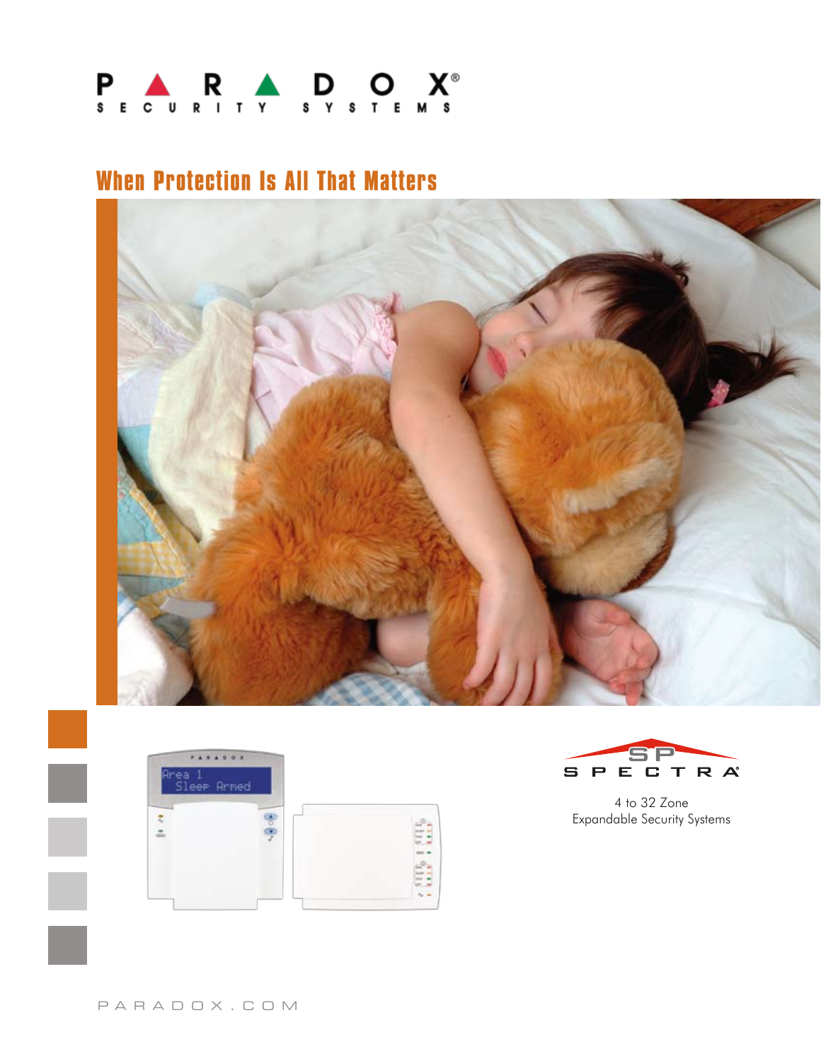# PARADOX SECURITY SYSTEMS

## When Protection Is All That Matters

SP SPECTRA

4 to 32 Zone
Expandable Security Systems

PARADOX.COM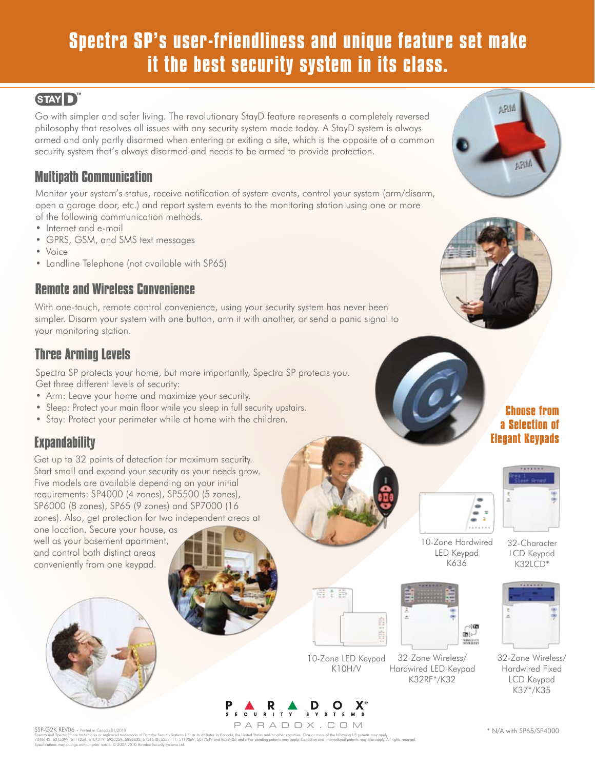# Spectra SP's user-friendliness and unique feature set make it the best security system in its class.

## STAY D™

Go with simpler and safer living. The revolutionary StayD feature represents a completely reversed philosophy that resolves all issues with any security system made today. A StayD system is always armed and only partly disarmed when entering or exiting a site, which is the opposite of a common security system that's always disarmed and needs to be armed to provide protection.

## Multipath Communication

Monitor your system's status, receive notification of system events, control your system (arm/disarm, open a garage door, etc.) and report system events to the monitoring station using one or more of the following communication methods.

- Internet and e-mail
- GPRS, GSM, and SMS text messages
- Voice
- Landline Telephone (not available with SP65)

## Remote and Wireless Convenience

With one-touch, remote control convenience, using your security system has never been simpler. Disarm your system with one button, arm it with another, or send a panic signal to your monitoring station.

## Three Arming Levels

Spectra SP protects your home, but more importantly, Spectra SP protects you. Get three different levels of security:

- Arm: Leave your home and maximize your security.
- Sleep: Protect your main floor while you sleep in full security upstairs.
- Stay: Protect your perimeter while at home with the children.

## Expandability

Get up to 32 points of detection for maximum security. Start small and expand your security as your needs grow. Five models are available depending on your initial requirements: SP4000 (4 zones), SP5500 (5 zones), SP6000 (8 zones), SP65 (9 zones) and SP7000 (16 zones). Also, get protection for two independent areas at one location. Secure your house, as well as your basement apartment, and control both distinct areas conveniently from one keypad.

## Choose from a Selection of Elegant Keypads

10-Zone Hardwired LED Keypad K636

32-Character LCD Keypad K32LCD*

10-Zone LED Keypad K10H/V

32-Zone Wireless/ Hardwired LED Keypad K32RF*/K32

32-Zone Wireless/ Hardwired Fixed LCD Keypad K37*/K35

\* N/A with SP65/SP4000

PARADOX SECURITY SYSTEMS

PARADOX.COM

SSP-G2K REV06 - Printed in Canada 01/2010

Spectra and SpectraSP are trademarks or registered trademarks of Paradox Security Systems Ltd. or its affiliates in Canada, the United States and/or other countries. One or more of the following US patents may apply: 7046142, 6215399, 6111256, 6104319, 5920259, 5886632, 5721542, 5287111, 5119069, 5077549 and RE39406 and other pending patents may apply. Canadian and international patents may also apply. All rights reserved. Specifications may change without prior notice. © 2007-2010 Paradox Security Systems Ltd.